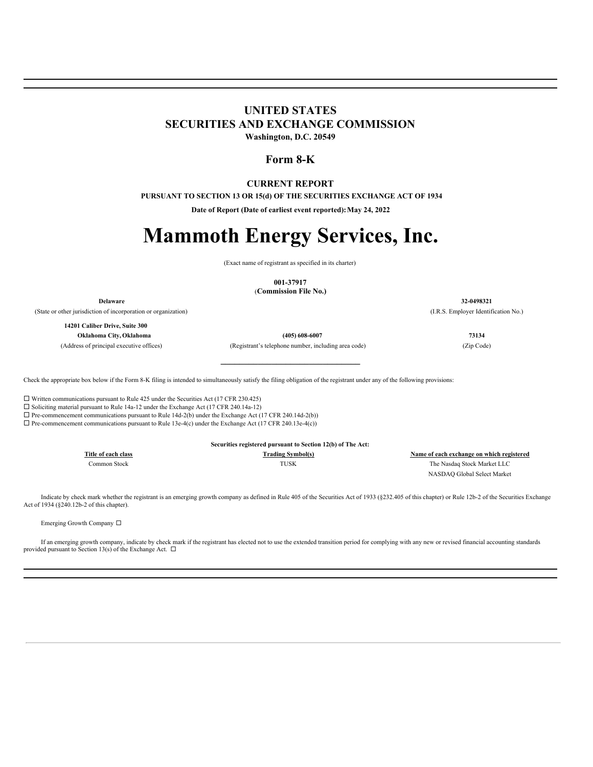# UNITED STATES
# SECURITIES AND EXCHANGE COMMISSION
**Washington, D.C. 20549**

## Form 8-K

**CURRENT REPORT**

**PURSUANT TO SECTION 13 OR 15(d) OF THE SECURITIES EXCHANGE ACT OF 1934**

**Date of Report (Date of earliest event reported): May 24, 2022**

# Mammoth Energy Services, Inc.

(Exact name of registrant as specified in its charter)

**001-37917**
(**Commission File No.)**

| **Delaware** | | **32-0498321** |
|---|---|---|
| (State or other jurisdiction of incorporation or organization) | | (I.R.S. Employer Identification No.) |
| **14201 Caliber Drive, Suite 300** **Oklahoma City, Oklahoma** | **(405) 608-6007** | **73134** |
| (Address of principal executive offices) | (Registrant's telephone number, including area code) | (Zip Code) |

Check the appropriate box below if the Form 8-K filing is intended to simultaneously satisfy the filing obligation of the registrant under any of the following provisions:

☐ Written communications pursuant to Rule 425 under the Securities Act (17 CFR 230.425)
☐ Soliciting material pursuant to Rule 14a-12 under the Exchange Act (17 CFR 240.14a-12)
☐ Pre-commencement communications pursuant to Rule 14d-2(b) under the Exchange Act (17 CFR 240.14d-2(b))
☐ Pre-commencement communications pursuant to Rule 13e-4(c) under the Exchange Act (17 CFR 240.13e-4(c))

**Securities registered pursuant to Section 12(b) of The Act:**

| Title of each class | Trading Symbol(s) | Name of each exchange on which registered |
|---|---|---|
| Common Stock | TUSK | The Nasdaq Stock Market LLC NASDAQ Global Select Market |

Indicate by check mark whether the registrant is an emerging growth company as defined in Rule 405 of the Securities Act of 1933 (§232.405 of this chapter) or Rule 12b-2 of the Securities Exchange Act of 1934 (§240.12b-2 of this chapter).

Emerging Growth Company ☐

If an emerging growth company, indicate by check mark if the registrant has elected not to use the extended transition period for complying with any new or revised financial accounting standards provided pursuant to Section 13(s) of the Exchange Act. ☐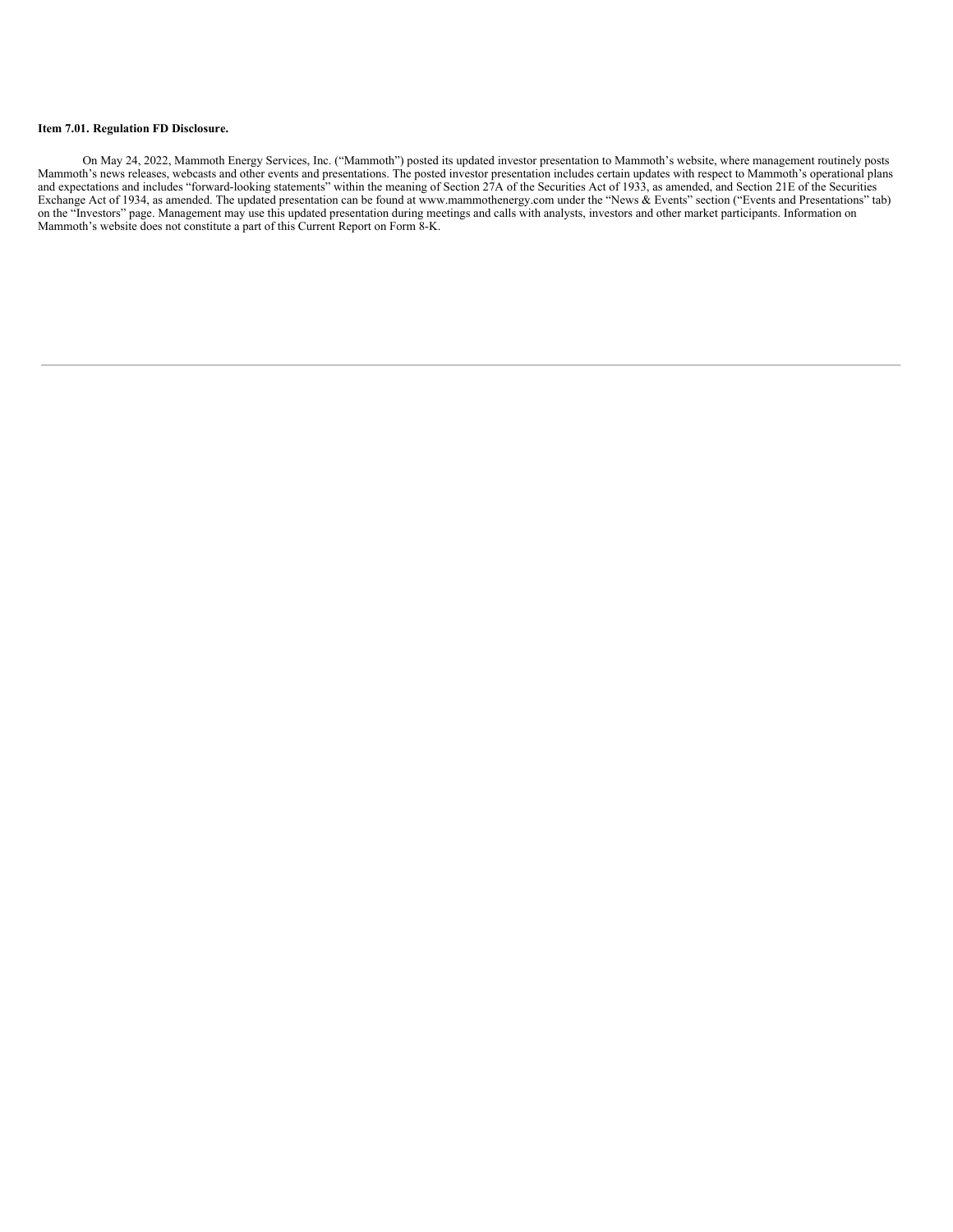**Item 7.01. Regulation FD Disclosure.**

On May 24, 2022, Mammoth Energy Services, Inc. ("Mammoth") posted its updated investor presentation to Mammoth's website, where management routinely posts Mammoth's news releases, webcasts and other events and presentations. The posted investor presentation includes certain updates with respect to Mammoth's operational plans and expectations and includes "forward-looking statements" within the meaning of Section 27A of the Securities Act of 1933, as amended, and Section 21E of the Securities Exchange Act of 1934, as amended. The updated presentation can be found at www.mammothenergy.com under the "News & Events" section ("Events and Presentations" tab) on the "Investors" page. Management may use this updated presentation during meetings and calls with analysts, investors and other market participants. Information on Mammoth's website does not constitute a part of this Current Report on Form 8-K.

---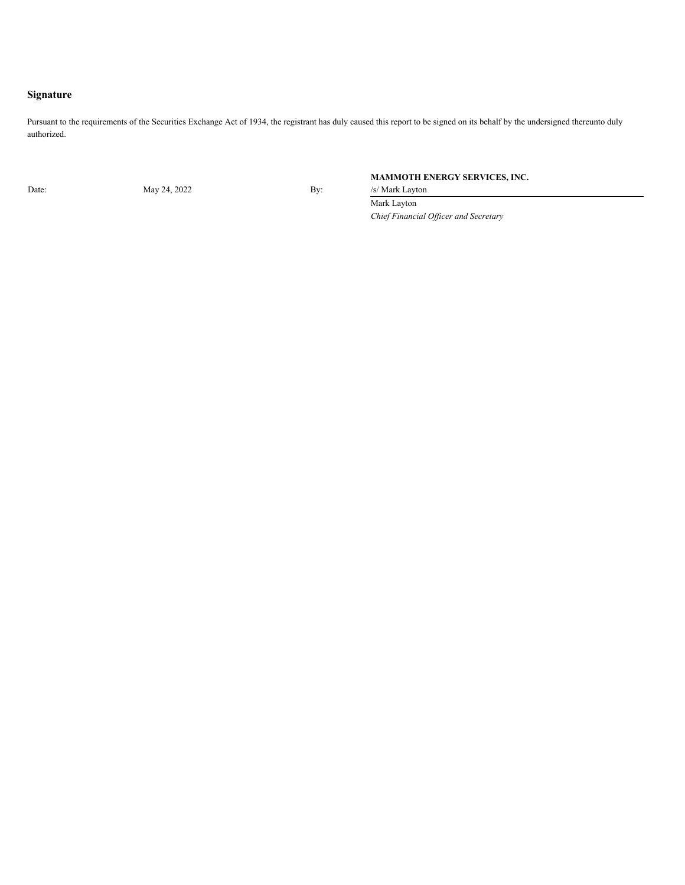## Signature

Pursuant to the requirements of the Securities Exchange Act of 1934, the registrant has duly caused this report to be signed on its behalf by the undersigned thereunto duly authorized.

| | | | |
|---|---|---|---|
| | | | **MAMMOTH ENERGY SERVICES, INC.** |
| Date: | May 24, 2022 | By: | /s/ Mark Layton |
| | | | Mark Layton |
| | | | *Chief Financial Officer and Secretary* |